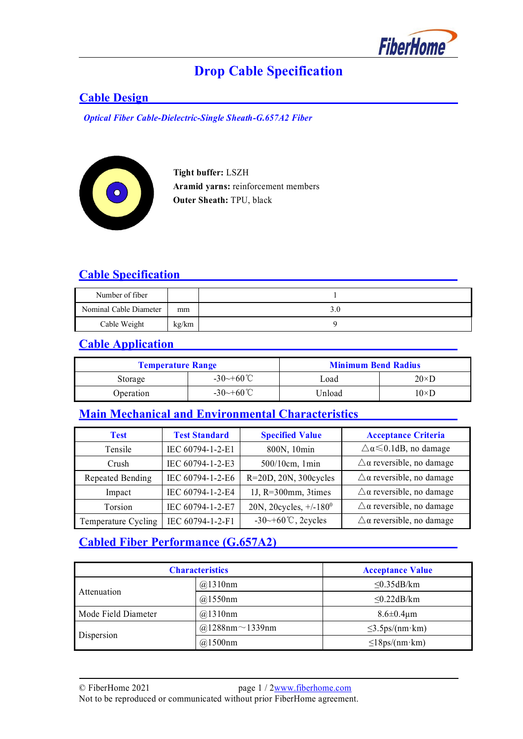# Drop Cable Specification

## Cable Design

*Optical Fiber Cable-Dielectric-Single Sheath-G.657A2 Fiber*

**Tight buffer:** LSZH
**Aramid yarns:** reinforcement members
**Outer Sheath:** TPU, black

## Cable Specification

| Number of fiber | | 1 |
|---|---|---|
| Nominal Cable Diameter | mm | 3.0 |
| Cable Weight | kg/km | 9 |

## Cable Application

| Temperature Range | | Minimum Bend Radius | |
|---|---|---|---|
| Storage | -30~+60℃ | Load | 20×D |
| Operation | -30~+60℃ | Unload | 10×D |

## Main Mechanical and Environmental Characteristics

| Test | Test Standard | Specified Value | Acceptance Criteria |
|---|---|---|---|
| Tensile | IEC 60794-1-2-E1 | 800N, 10min | $\triangle\alpha \leq 0.1$dB, no damage |
| Crush | IEC 60794-1-2-E3 | 500/10cm, 1min | $\triangle\alpha$ reversible, no damage |
| Repeated Bending | IEC 60794-1-2-E6 | R=20D, 20N, 300cycles | $\triangle\alpha$ reversible, no damage |
| Impact | IEC 60794-1-2-E4 | 1J, R=300mm, 3times | $\triangle\alpha$ reversible, no damage |
| Torsion | IEC 60794-1-2-E7 | 20N, 20cycles, $+/-180^0$ | $\triangle\alpha$ reversible, no damage |
| Temperature Cycling | IEC 60794-1-2-F1 | -30~+60℃, 2cycles | $\triangle\alpha$ reversible, no damage |

## Cabled Fiber Performance (G.657A2)

| Characteristics | | Acceptance Value |
|---|---|---|
| Attenuation | @1310nm | ≤0.35dB/km |
| | @1550nm | ≤0.22dB/km |
| Mode Field Diameter | @1310nm | 8.6±0.4μm |
| Dispersion | @1288nm～1339nm | ≤3.5ps/(nm·km) |
| | @1500nm | ≤18ps/(nm·km) |

© FiberHome 2021 www.fiberhome.com
Not to be reproduced or communicated without prior FiberHome agreement.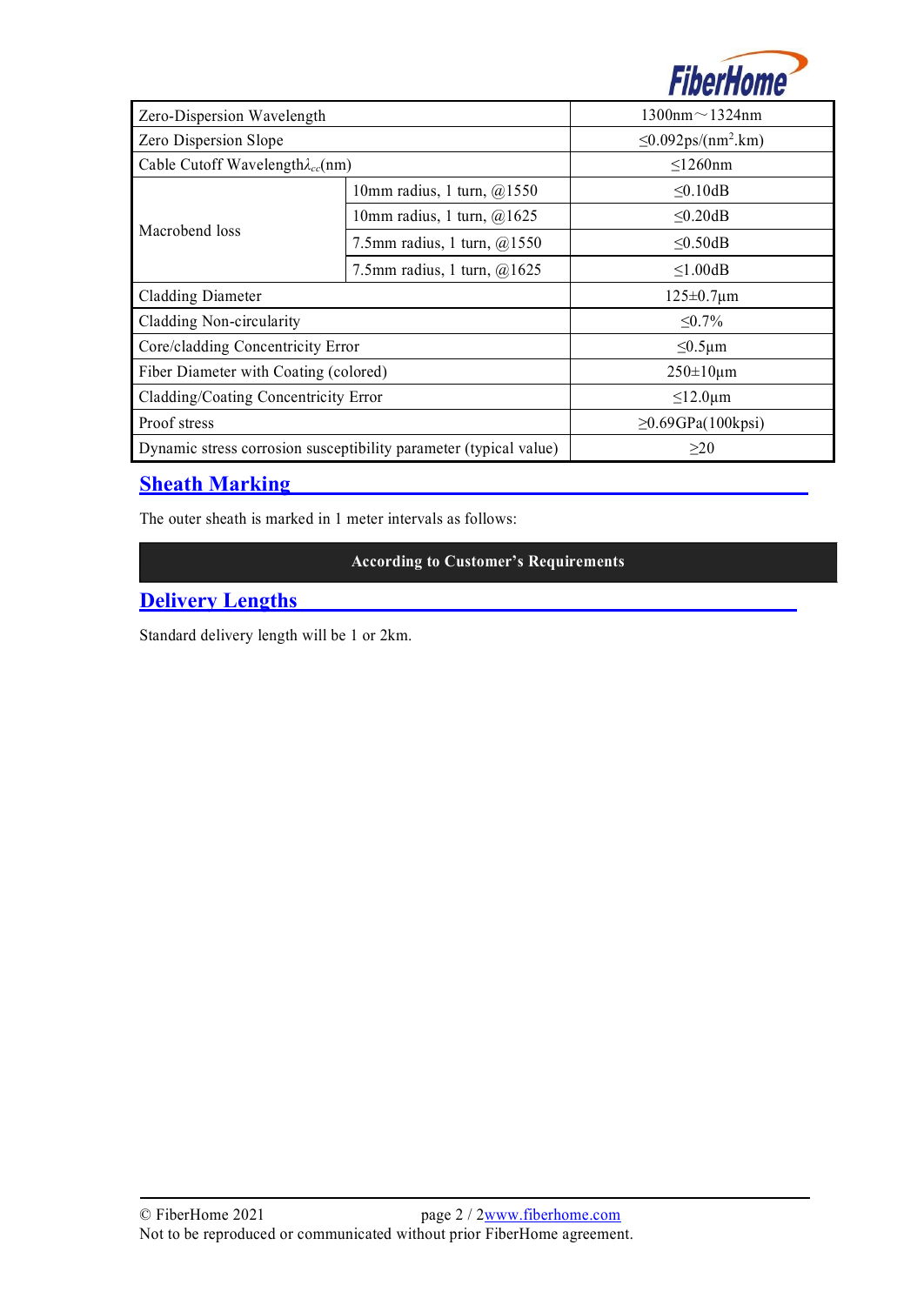| | | |
|---|---|---|
| Zero-Dispersion Wavelength | | 1300nm～1324nm |
| Zero Dispersion Slope | | ≤0.092ps/(nm$^2$.km) |
| Cable Cutoff Wavelength$\lambda_{cc}$(nm) | | ≤1260nm |
| Macrobend loss | 10mm radius, 1 turn, @1550 | ≤0.10dB |
| | 10mm radius, 1 turn, @1625 | ≤0.20dB |
| | 7.5mm radius, 1 turn, @1550 | ≤0.50dB |
| | 7.5mm radius, 1 turn, @1625 | ≤1.00dB |
| Cladding Diameter | | 125±0.7µm |
| Cladding Non-circularity | | ≤0.7% |
| Core/cladding Concentricity Error | | ≤0.5µm |
| Fiber Diameter with Coating (colored) | | 250±10µm |
| Cladding/Coating Concentricity Error | | ≤12.0µm |
| Proof stress | | ≥0.69GPa(100kpsi) |
| Dynamic stress corrosion susceptibility parameter (typical value) | | ≥20 |

## Sheath Marking

The outer sheath is marked in 1 meter intervals as follows:

| According to Customer's Requirements |
|---|

## Delivery Lengths

Standard delivery length will be 1 or 2km.